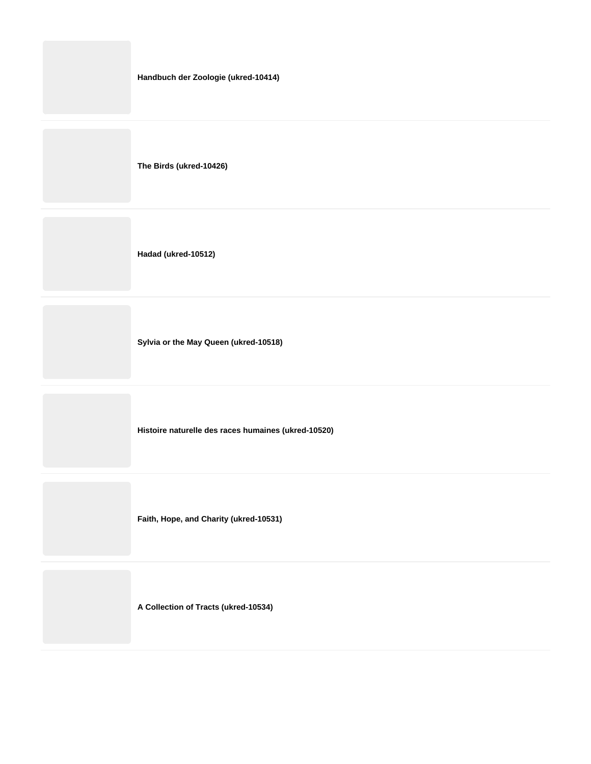**Handbuch der Zoologie (ukred-10414)**

---

**The Birds (ukred-10426)**

---

**Hadad (ukred-10512)**

---

**Sylvia or the May Queen (ukred-10518)**

---

**Histoire naturelle des races humaines (ukred-10520)**

---

**Faith, Hope, and Charity (ukred-10531)**

---

**A Collection of Tracts (ukred-10534)**

---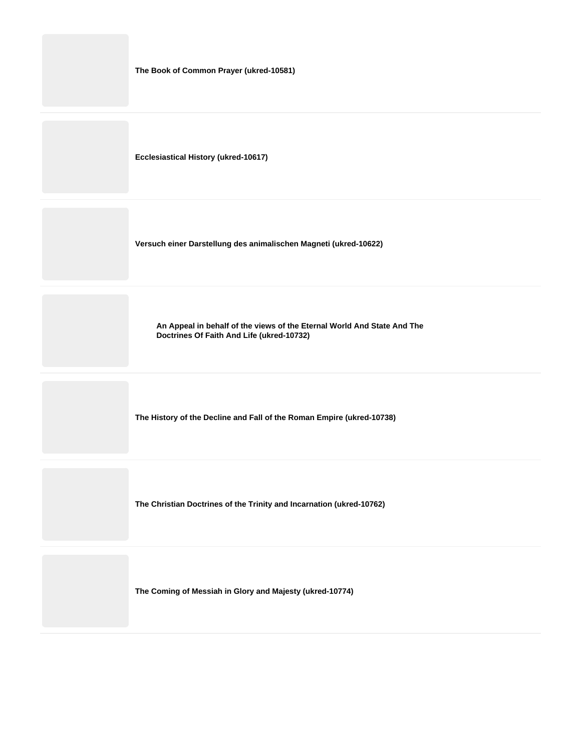**The Book of Common Prayer (ukred-10581)**

**Ecclesiastical History (ukred-10617)**

**Versuch einer Darstellung des animalischen Magneti (ukred-10622)**

**An Appeal in behalf of the views of the Eternal World And State And The Doctrines Of Faith And Life (ukred-10732)**

**The History of the Decline and Fall of the Roman Empire (ukred-10738)**

**The Christian Doctrines of the Trinity and Incarnation (ukred-10762)**

**The Coming of Messiah in Glory and Majesty (ukred-10774)**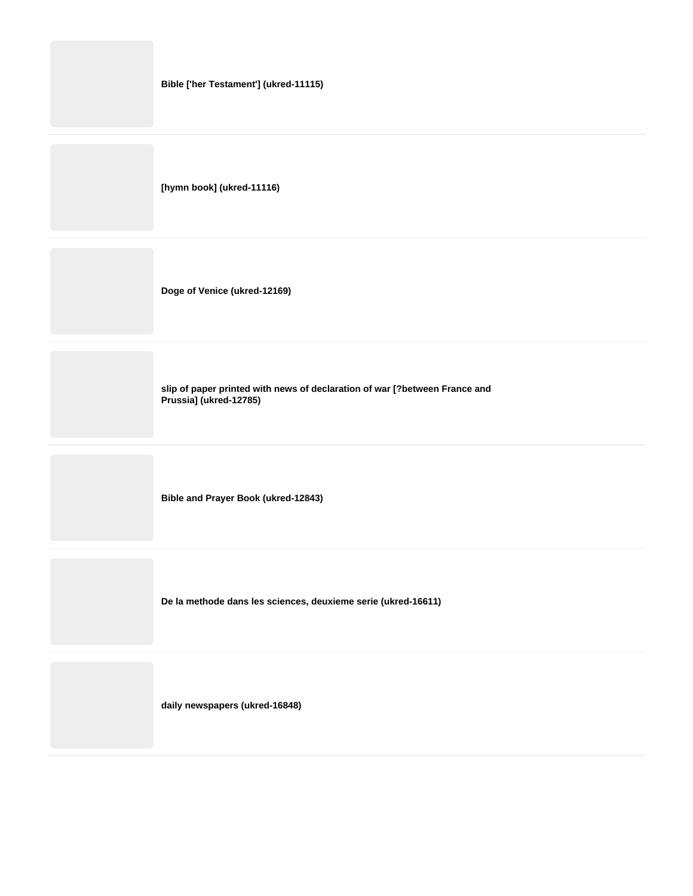**Bible ['her Testament'] (ukred-11115)**

**[hymn book] (ukred-11116)**

**Doge of Venice (ukred-12169)**

**slip of paper printed with news of declaration of war [?between France and Prussia] (ukred-12785)**

**Bible and Prayer Book (ukred-12843)**

**De la methode dans les sciences, deuxieme serie (ukred-16611)**

**daily newspapers (ukred-16848)**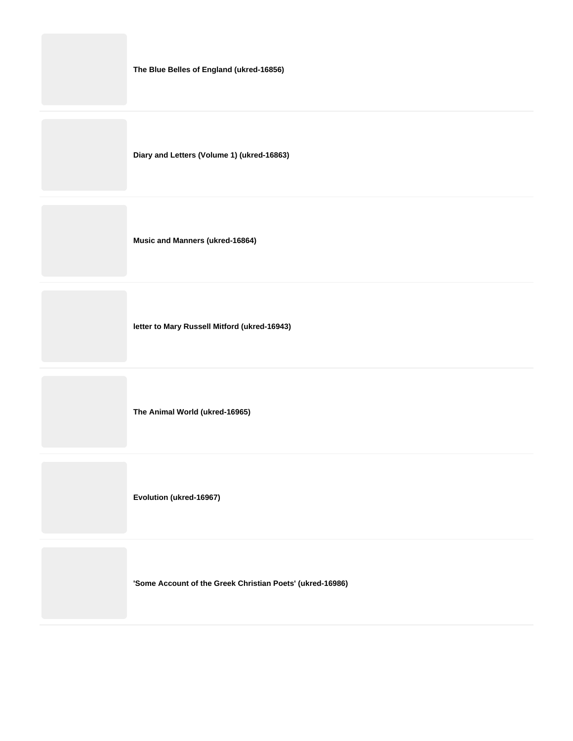**The Blue Belles of England (ukred-16856)**

**Diary and Letters (Volume 1) (ukred-16863)**

**Music and Manners (ukred-16864)**

**letter to Mary Russell Mitford (ukred-16943)**

**The Animal World (ukred-16965)**

**Evolution (ukred-16967)**

**'Some Account of the Greek Christian Poets' (ukred-16986)**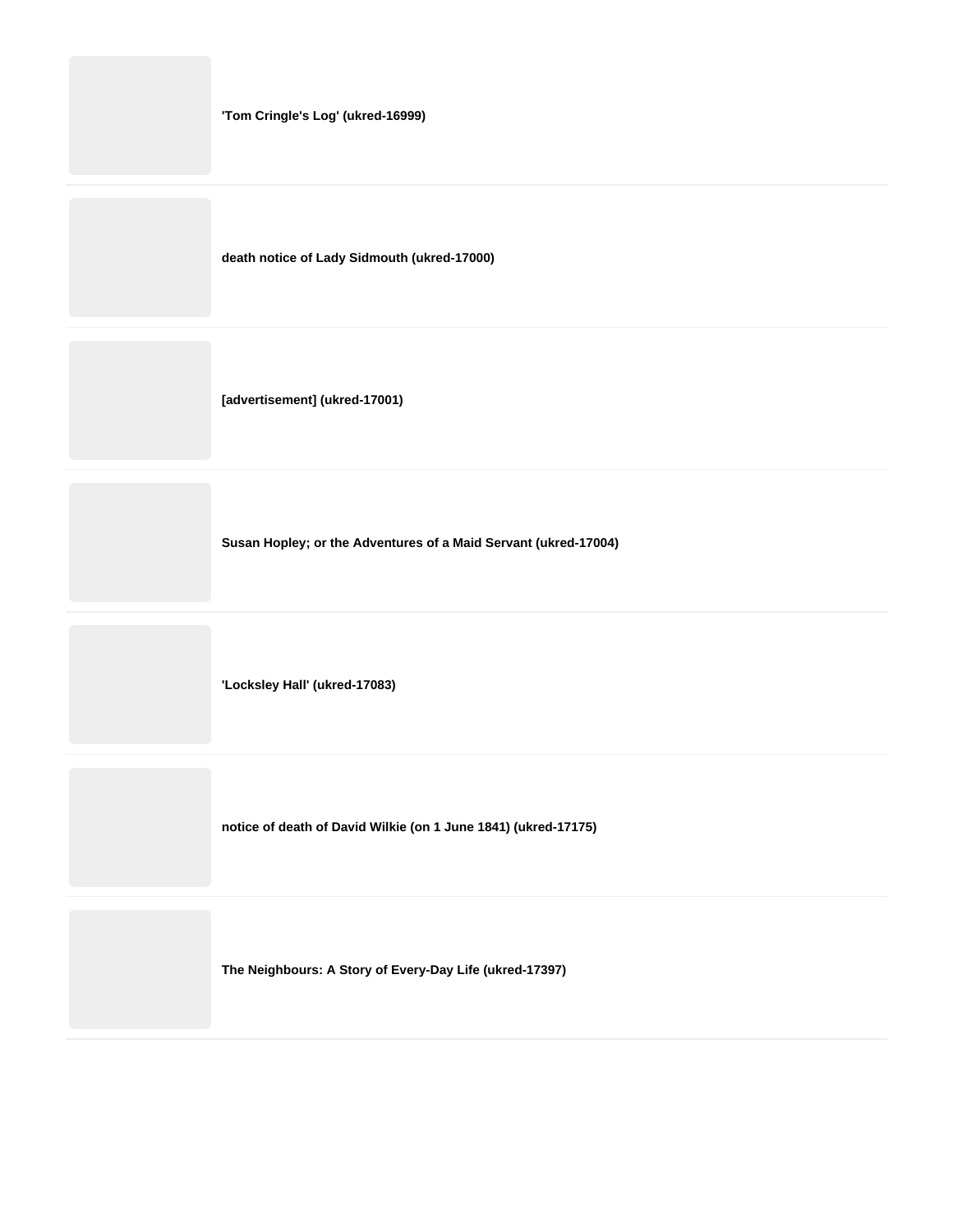**'Tom Cringle's Log' (ukred-16999)**

**death notice of Lady Sidmouth (ukred-17000)**

**[advertisement] (ukred-17001)**

**Susan Hopley; or the Adventures of a Maid Servant (ukred-17004)**

**'Locksley Hall' (ukred-17083)**

**notice of death of David Wilkie (on 1 June 1841) (ukred-17175)**

**The Neighbours: A Story of Every-Day Life (ukred-17397)**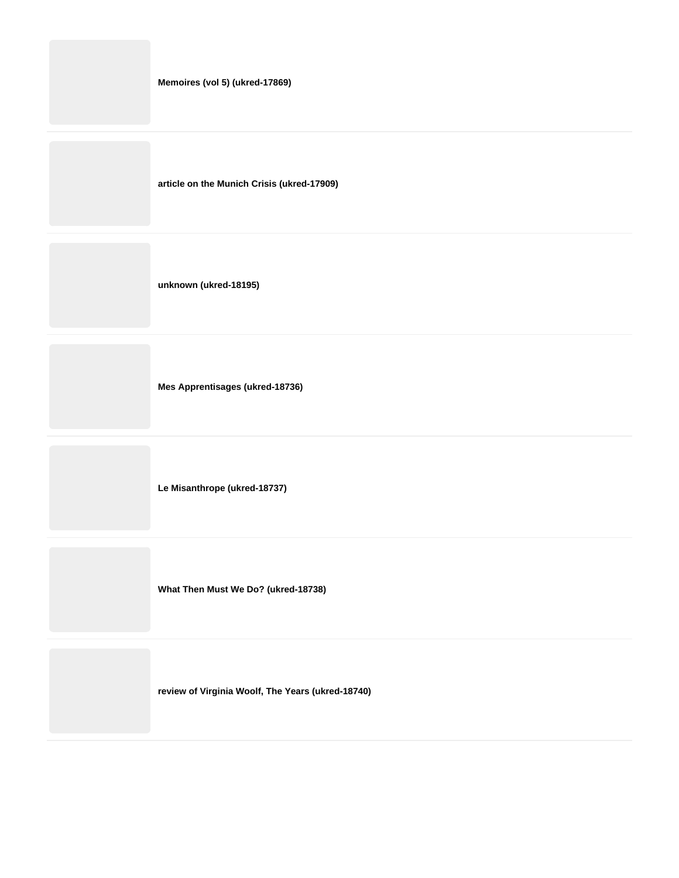**Memoires (vol 5) (ukred-17869)**

**article on the Munich Crisis (ukred-17909)**

**unknown (ukred-18195)**

**Mes Apprentisages (ukred-18736)**

**Le Misanthrope (ukred-18737)**

**What Then Must We Do? (ukred-18738)**

**review of Virginia Woolf, The Years (ukred-18740)**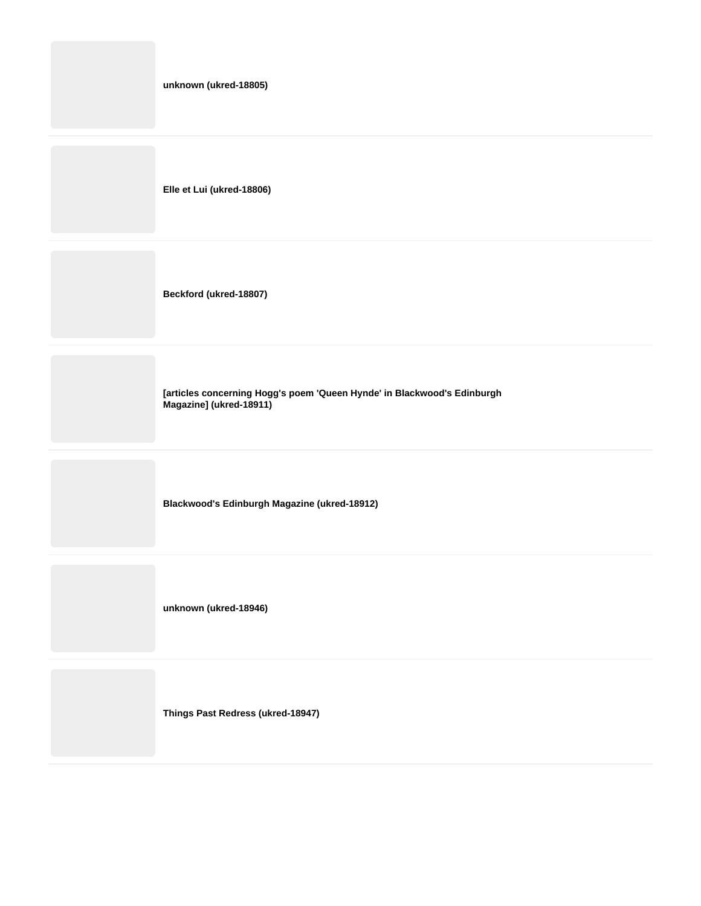**unknown (ukred-18805)**

---

**Elle et Lui (ukred-18806)**

---

**Beckford (ukred-18807)**

---

**[articles concerning Hogg's poem 'Queen Hynde' in Blackwood's Edinburgh Magazine] (ukred-18911)**

---

**Blackwood's Edinburgh Magazine (ukred-18912)**

---

**unknown (ukred-18946)**

---

**Things Past Redress (ukred-18947)**

---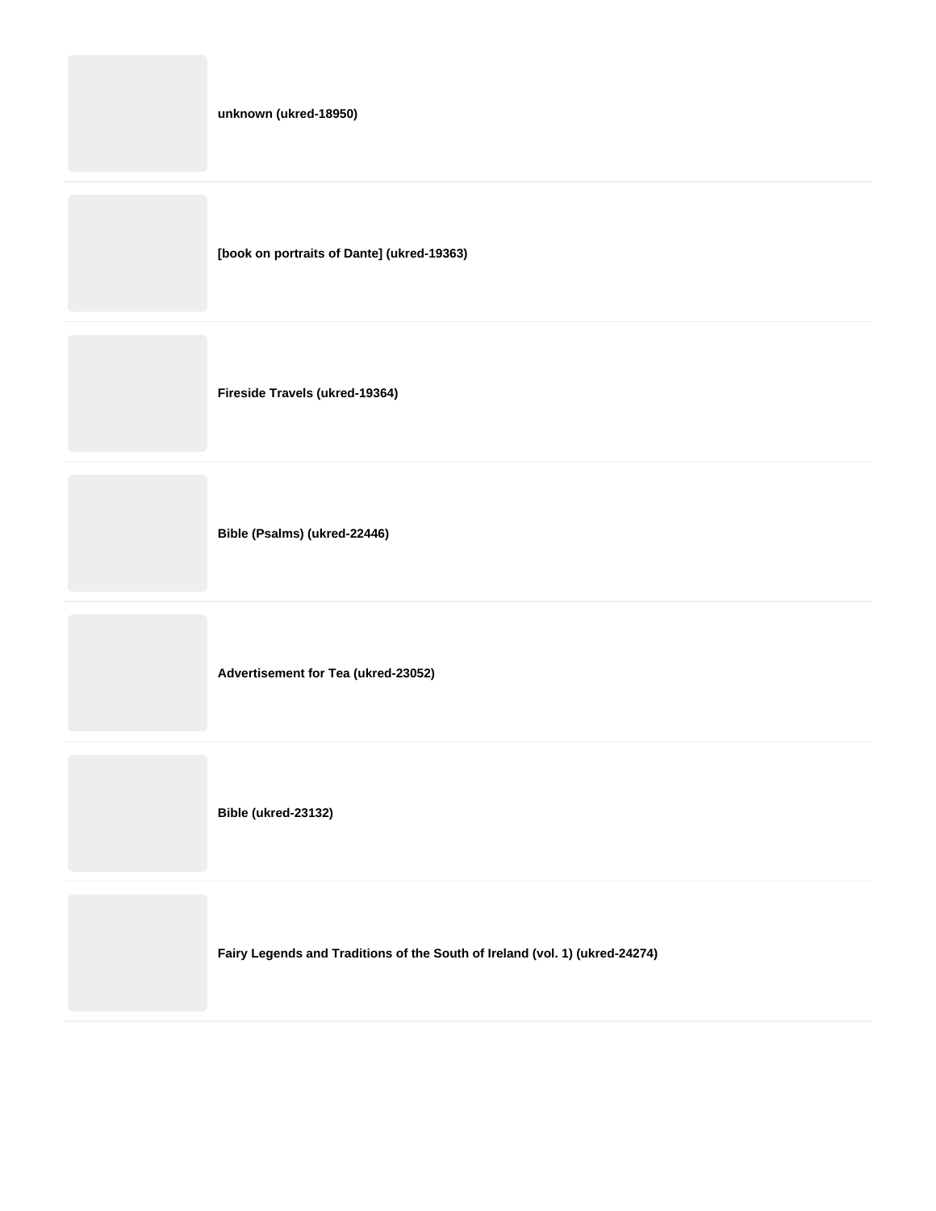**unknown (ukred-18950)**

**[book on portraits of Dante] (ukred-19363)**

**Fireside Travels (ukred-19364)**

**Bible (Psalms) (ukred-22446)**

**Advertisement for Tea (ukred-23052)**

**Bible (ukred-23132)**

**Fairy Legends and Traditions of the South of Ireland (vol. 1) (ukred-24274)**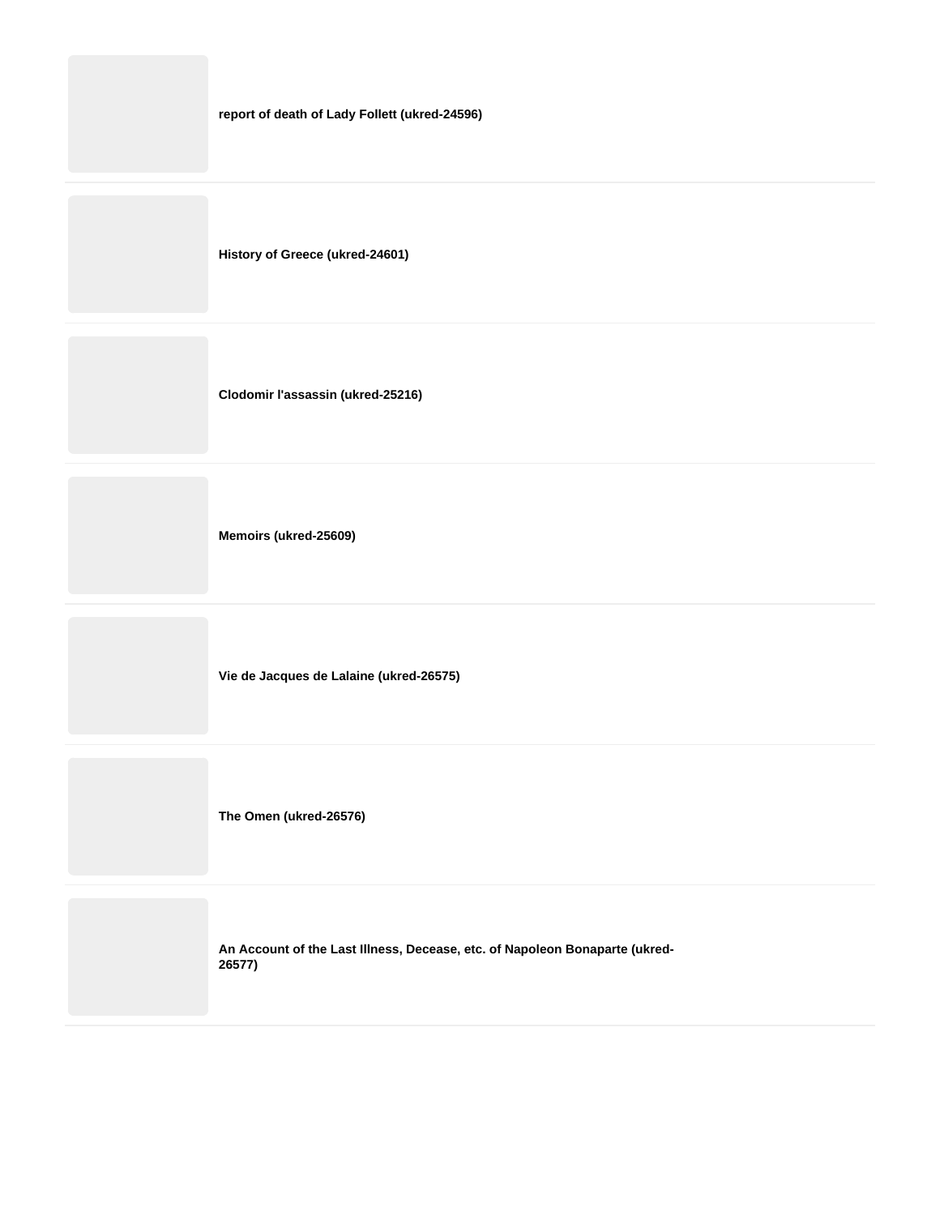**report of death of Lady Follett (ukred-24596)**

**History of Greece (ukred-24601)**

**Clodomir l'assassin (ukred-25216)**

**Memoirs (ukred-25609)**

**Vie de Jacques de Lalaine (ukred-26575)**

**The Omen (ukred-26576)**

**An Account of the Last Illness, Decease, etc. of Napoleon Bonaparte (ukred-26577)**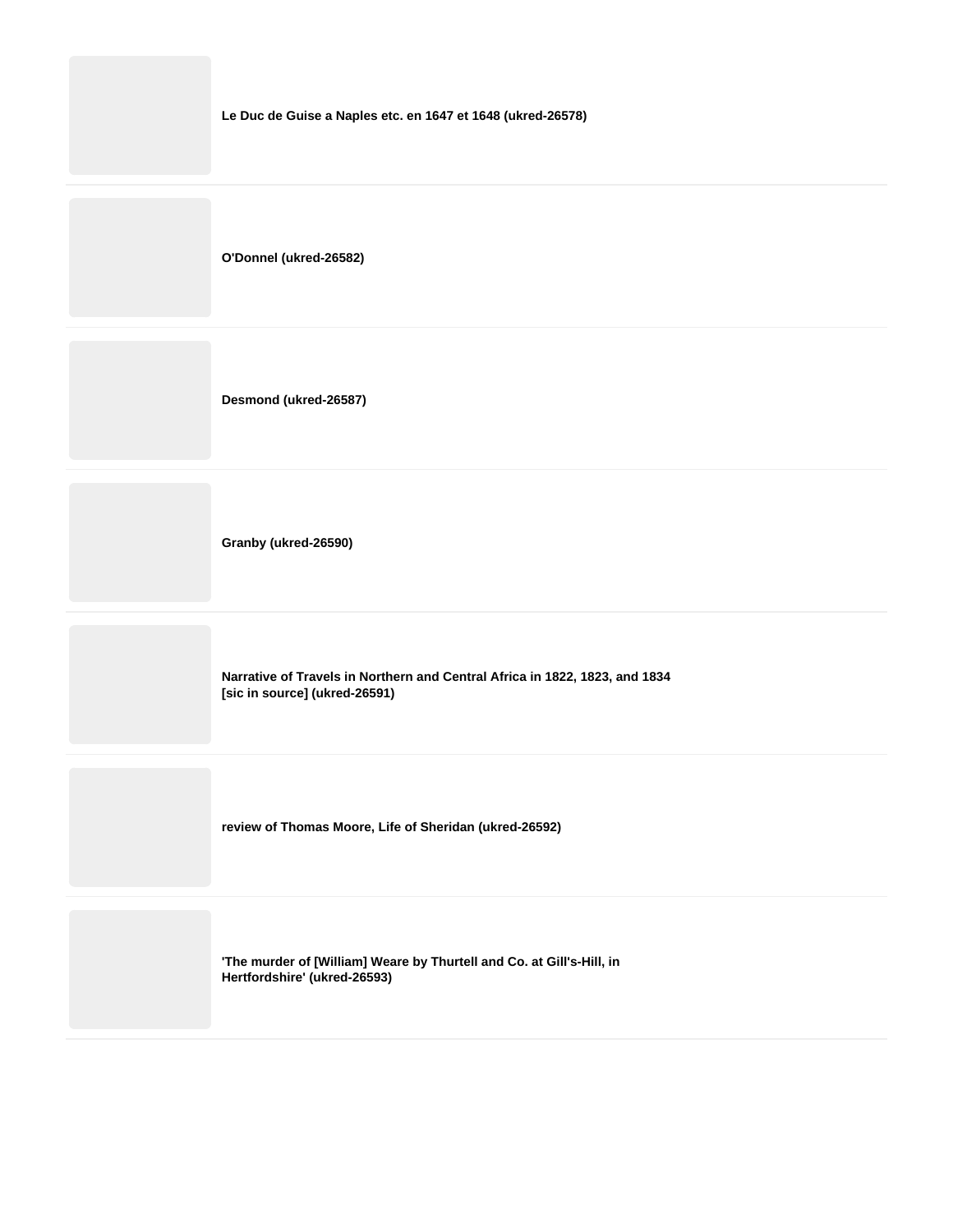**Le Duc de Guise a Naples etc. en 1647 et 1648 (ukred-26578)**

---

**O'Donnel (ukred-26582)**

---

**Desmond (ukred-26587)**

---

**Granby (ukred-26590)**

---

**Narrative of Travels in Northern and Central Africa in 1822, 1823, and 1834 [sic in source] (ukred-26591)**

---

**review of Thomas Moore, Life of Sheridan (ukred-26592)**

---

**'The murder of [William] Weare by Thurtell and Co. at Gill's-Hill, in Hertfordshire' (ukred-26593)**

---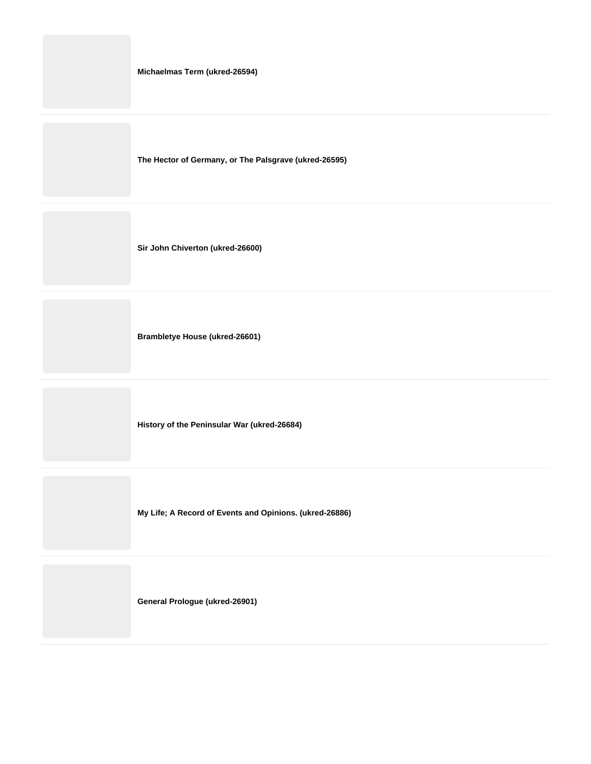**Michaelmas Term (ukred-26594)**

---

**The Hector of Germany, or The Palsgrave (ukred-26595)**

---

**Sir John Chiverton (ukred-26600)**

---

**Brambletye House (ukred-26601)**

---

**History of the Peninsular War (ukred-26684)**

---

**My Life; A Record of Events and Opinions. (ukred-26886)**

---

**General Prologue (ukred-26901)**

---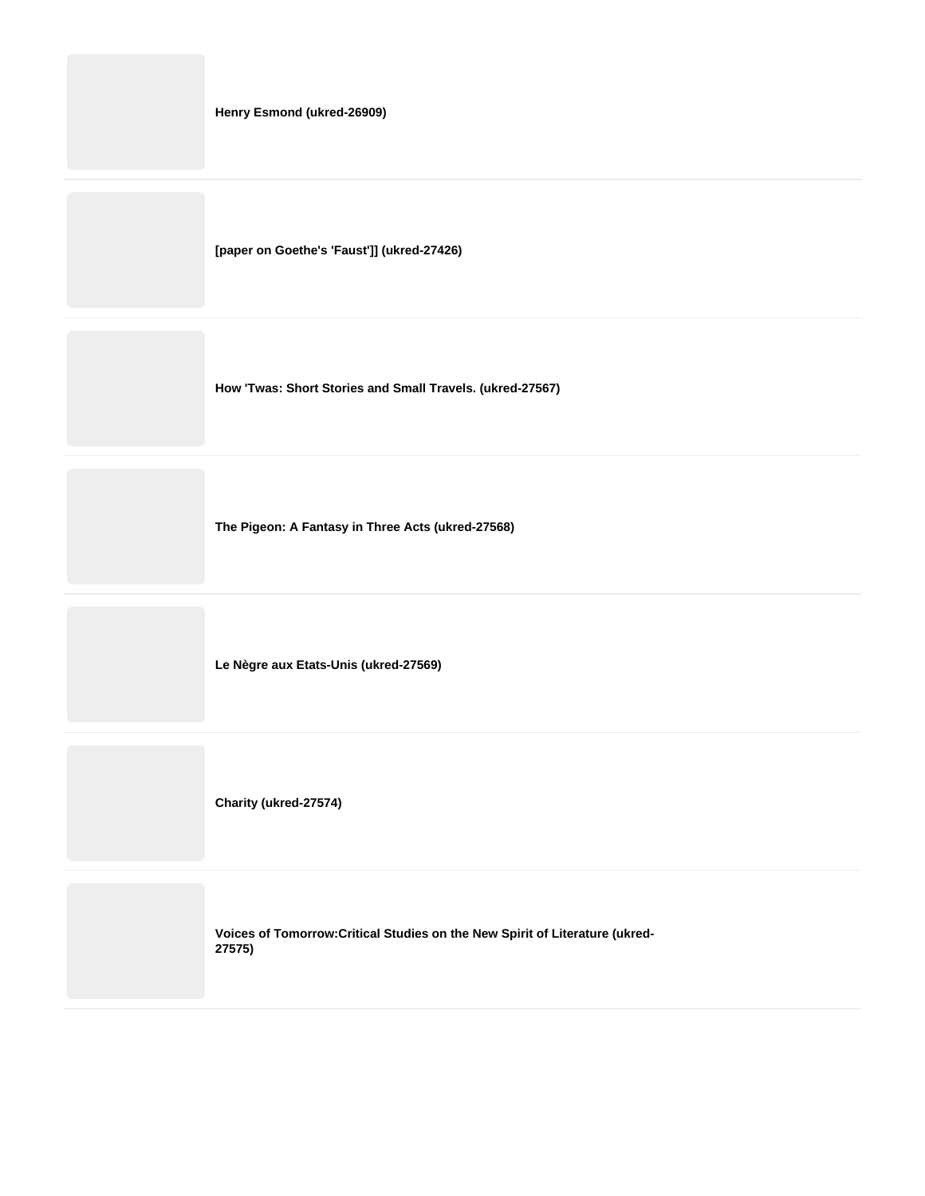**Henry Esmond (ukred-26909)**

**[paper on Goethe's 'Faust']] (ukred-27426)**

**How 'Twas: Short Stories and Small Travels. (ukred-27567)**

**The Pigeon: A Fantasy in Three Acts (ukred-27568)**

**Le Nègre aux Etats-Unis (ukred-27569)**

**Charity (ukred-27574)**

**Voices of Tomorrow:Critical Studies on the New Spirit of Literature (ukred-27575)**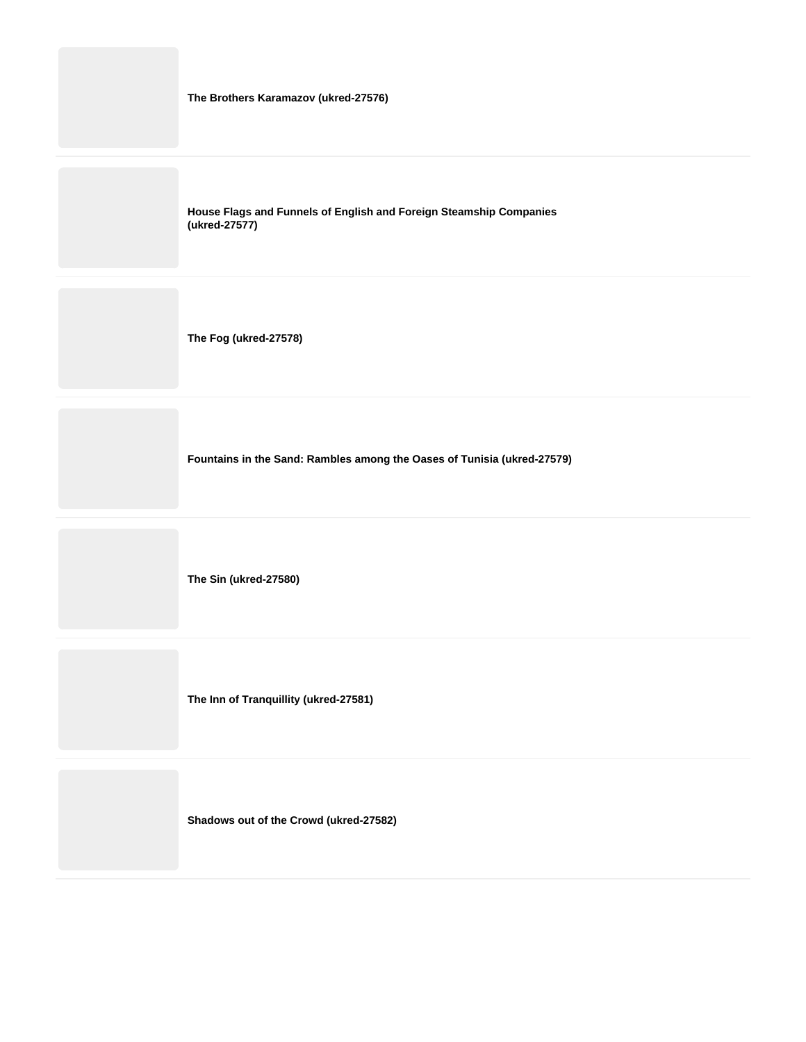**The Brothers Karamazov (ukred-27576)**

**House Flags and Funnels of English and Foreign Steamship Companies (ukred-27577)**

**The Fog (ukred-27578)**

**Fountains in the Sand: Rambles among the Oases of Tunisia (ukred-27579)**

**The Sin (ukred-27580)**

**The Inn of Tranquillity (ukred-27581)**

**Shadows out of the Crowd (ukred-27582)**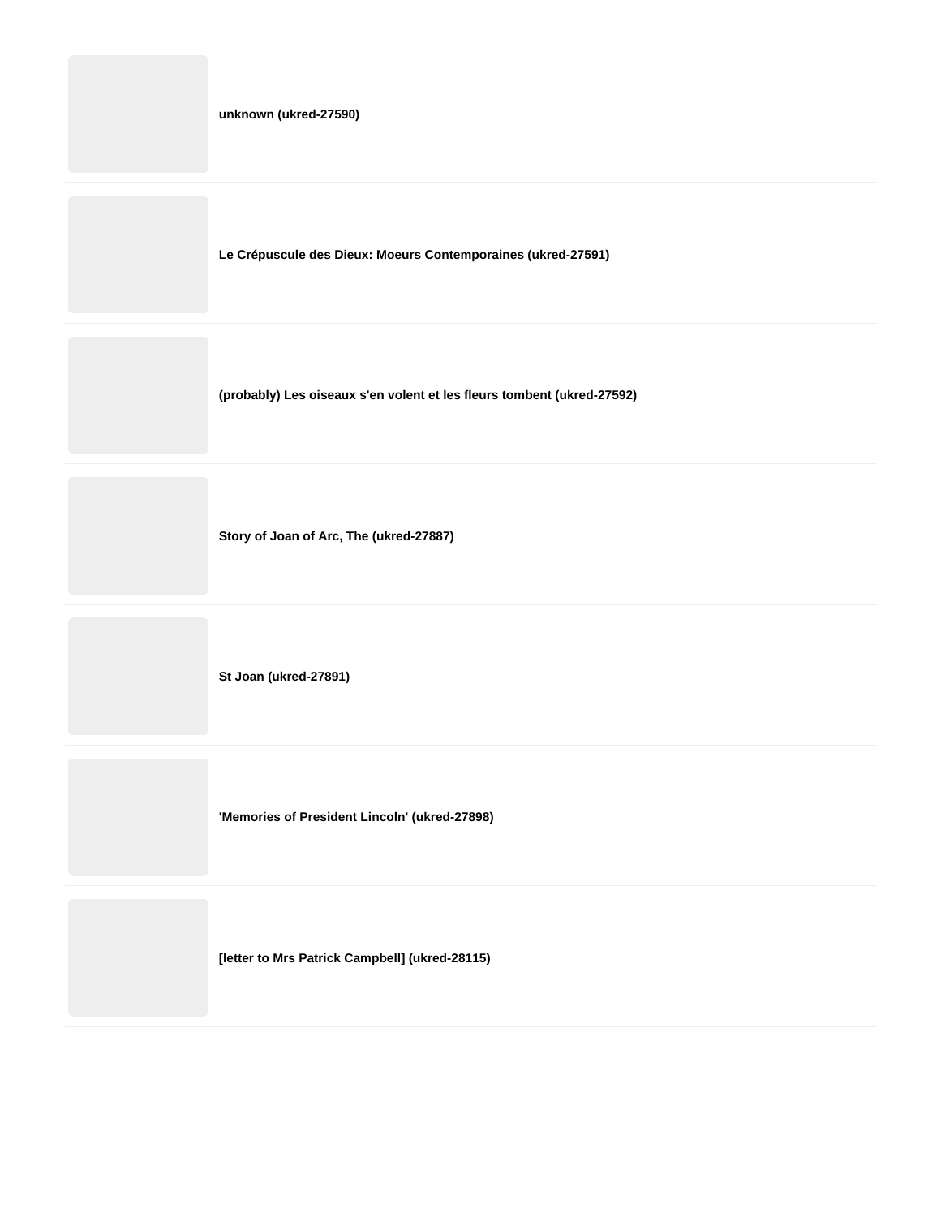**unknown (ukred-27590)**

**Le Crépuscule des Dieux: Moeurs Contemporaines (ukred-27591)**

**(probably) Les oiseaux s'en volent et les fleurs tombent (ukred-27592)**

**Story of Joan of Arc, The (ukred-27887)**

**St Joan (ukred-27891)**

**'Memories of President Lincoln' (ukred-27898)**

**[letter to Mrs Patrick Campbell] (ukred-28115)**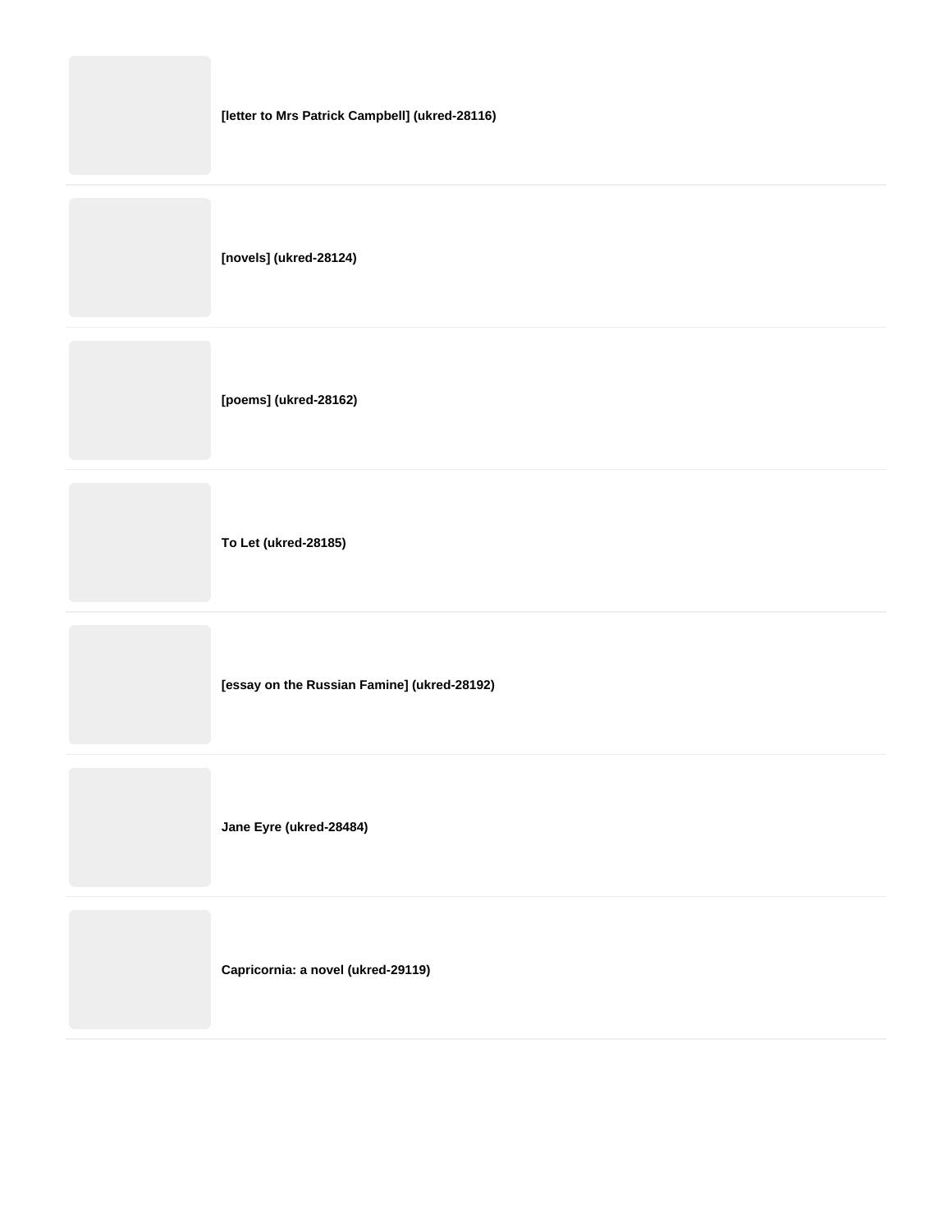**[letter to Mrs Patrick Campbell] (ukred-28116)**

---

**[novels] (ukred-28124)**

---

**[poems] (ukred-28162)**

---

**To Let (ukred-28185)**

---

**[essay on the Russian Famine] (ukred-28192)**

---

**Jane Eyre (ukred-28484)**

---

**Capricornia: a novel (ukred-29119)**

---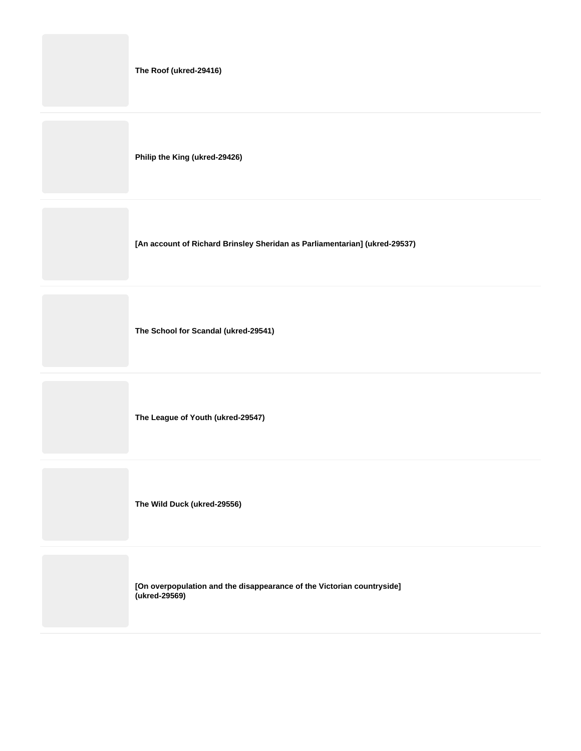**The Roof (ukred-29416)**

**Philip the King (ukred-29426)**

**[An account of Richard Brinsley Sheridan as Parliamentarian] (ukred-29537)**

**The School for Scandal (ukred-29541)**

**The League of Youth (ukred-29547)**

**The Wild Duck (ukred-29556)**

**[On overpopulation and the disappearance of the Victorian countryside] (ukred-29569)**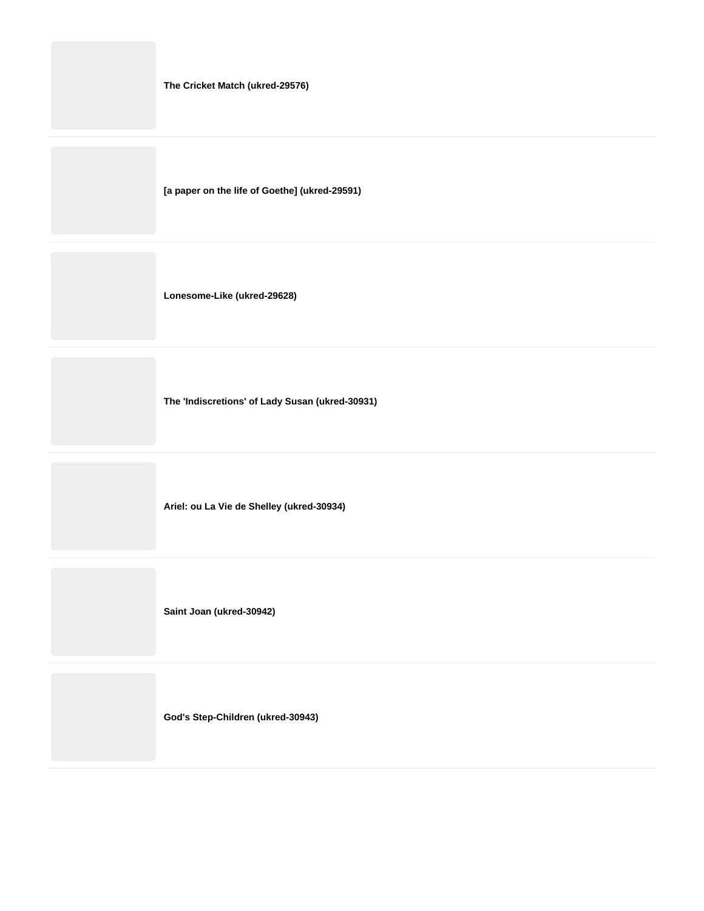**The Cricket Match (ukred-29576)**

**[a paper on the life of Goethe] (ukred-29591)**

**Lonesome-Like (ukred-29628)**

**The 'Indiscretions' of Lady Susan (ukred-30931)**

**Ariel: ou La Vie de Shelley (ukred-30934)**

**Saint Joan (ukred-30942)**

**God's Step-Children (ukred-30943)**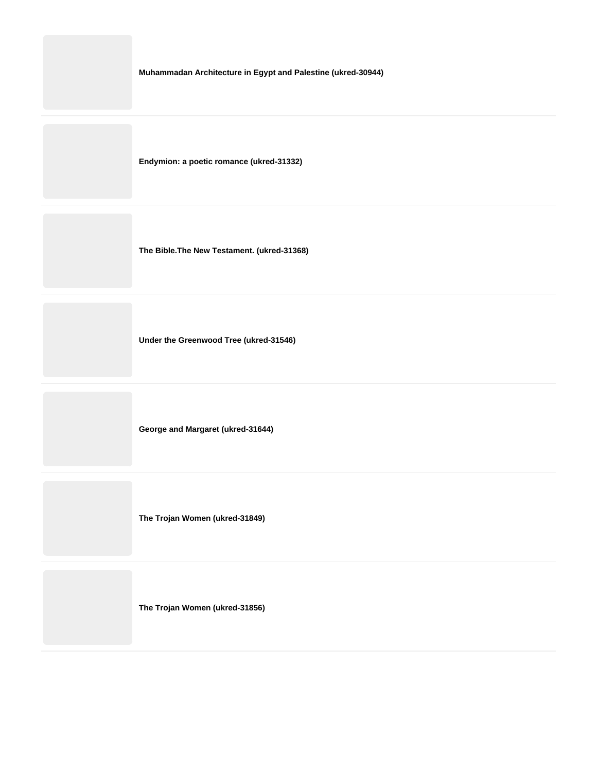**Muhammadan Architecture in Egypt and Palestine (ukred-30944)**

**Endymion: a poetic romance (ukred-31332)**

**The Bible.The New Testament. (ukred-31368)**

**Under the Greenwood Tree (ukred-31546)**

**George and Margaret (ukred-31644)**

**The Trojan Women (ukred-31849)**

**The Trojan Women (ukred-31856)**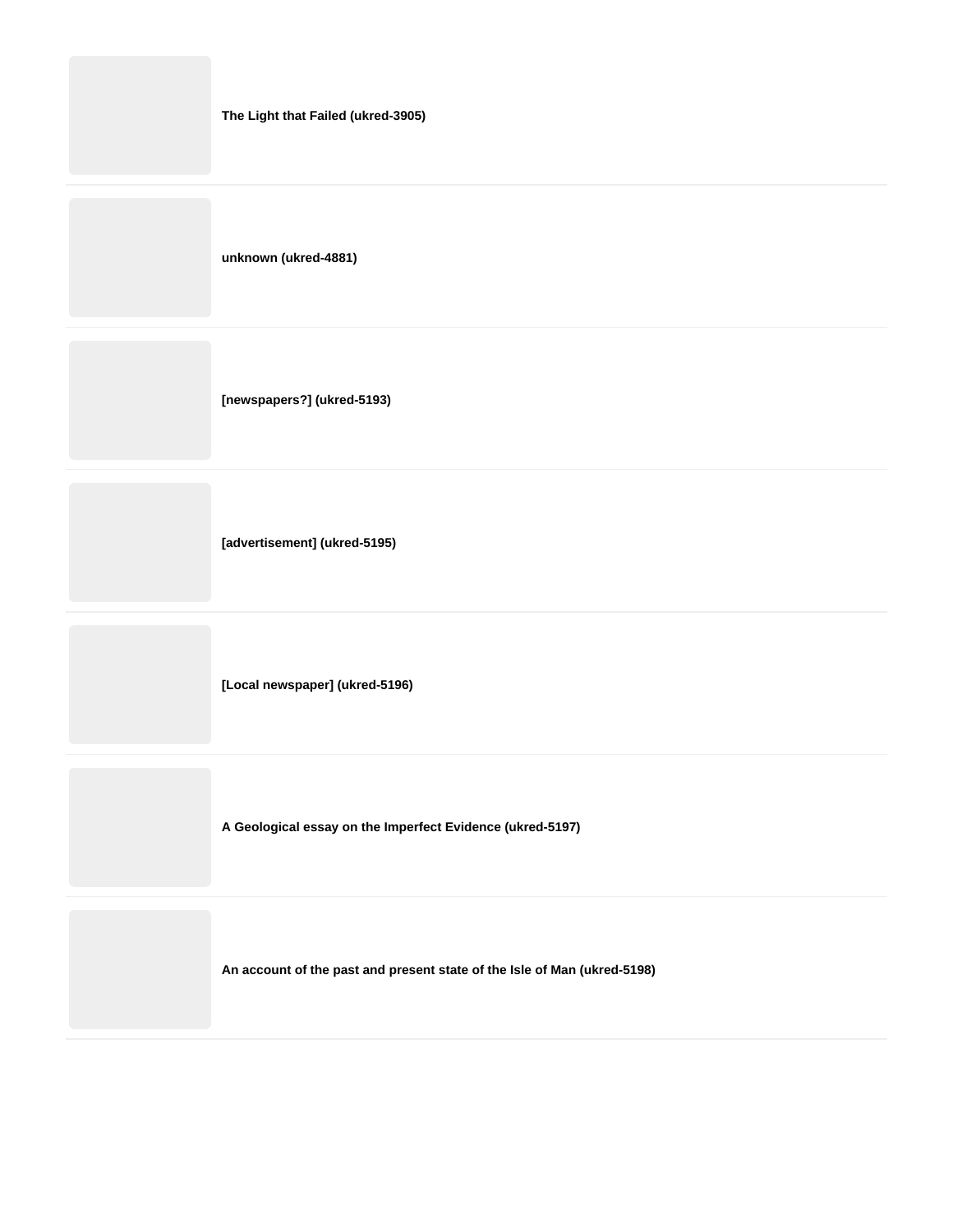**The Light that Failed (ukred-3905)**

---

**unknown (ukred-4881)**

---

**[newspapers?] (ukred-5193)**

---

**[advertisement] (ukred-5195)**

---

**[Local newspaper] (ukred-5196)**

---

**A Geological essay on the Imperfect Evidence (ukred-5197)**

---

**An account of the past and present state of the Isle of Man (ukred-5198)**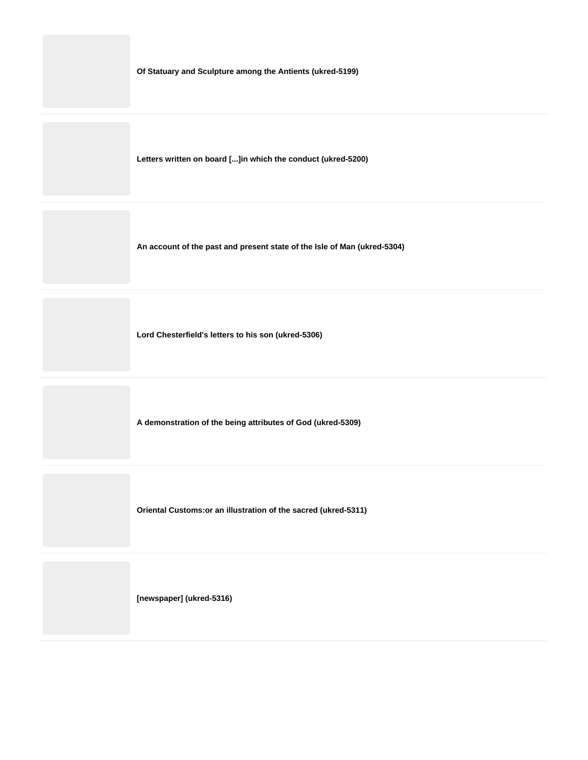**Of Statuary and Sculpture among the Antients (ukred-5199)**

---

**Letters written on board [...]in which the conduct (ukred-5200)**

---

**An account of the past and present state of the Isle of Man (ukred-5304)**

---

**Lord Chesterfield's letters to his son (ukred-5306)**

---

**A demonstration of the being attributes of God (ukred-5309)**

---

**Oriental Customs:or an illustration of the sacred (ukred-5311)**

---

**[newspaper] (ukred-5316)**

---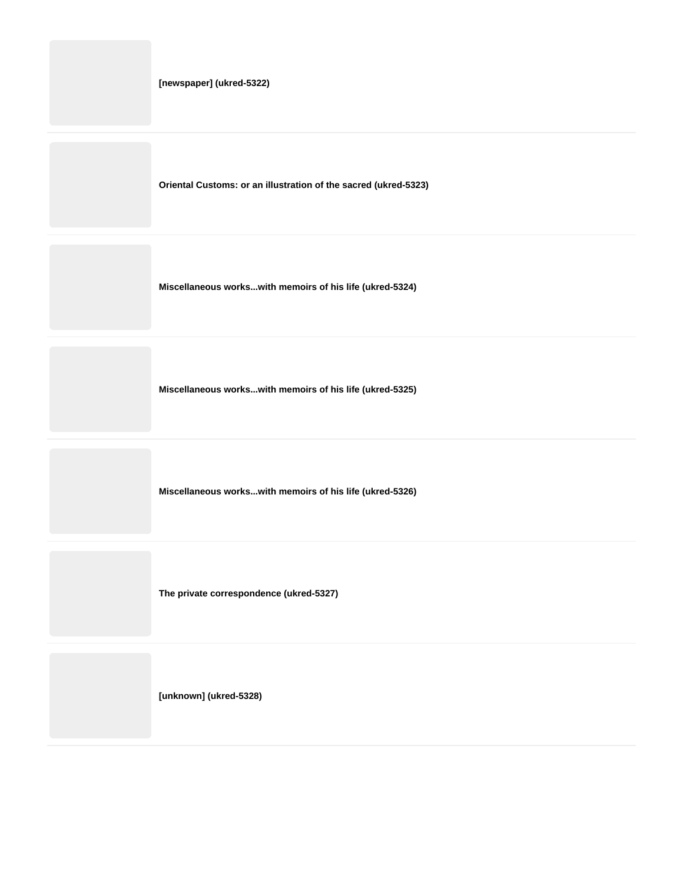**[newspaper] (ukred-5322)**

**Oriental Customs: or an illustration of the sacred (ukred-5323)**

**Miscellaneous works...with memoirs of his life (ukred-5324)**

**Miscellaneous works...with memoirs of his life (ukred-5325)**

**Miscellaneous works...with memoirs of his life (ukred-5326)**

**The private correspondence (ukred-5327)**

**[unknown] (ukred-5328)**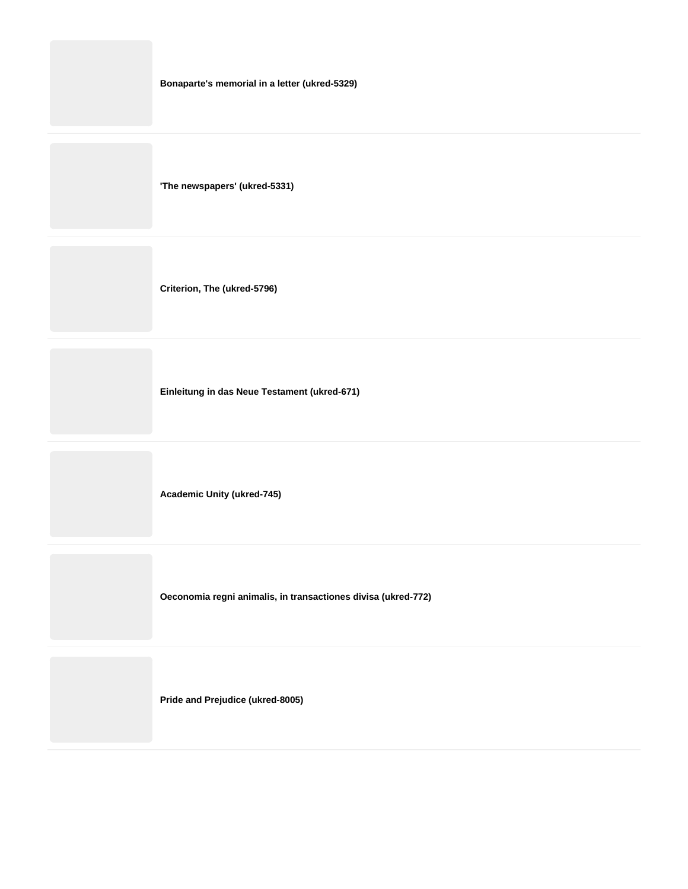**Bonaparte's memorial in a letter (ukred-5329)**

**'The newspapers' (ukred-5331)**

**Criterion, The (ukred-5796)**

**Einleitung in das Neue Testament (ukred-671)**

**Academic Unity (ukred-745)**

**Oeconomia regni animalis, in transactiones divisa (ukred-772)**

**Pride and Prejudice (ukred-8005)**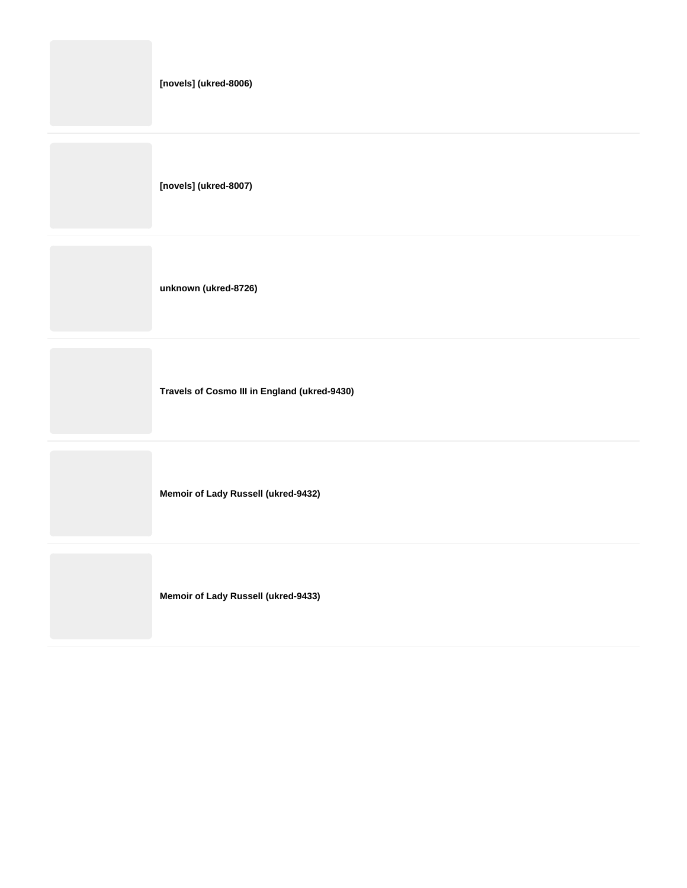**[novels] (ukred-8006)**

**[novels] (ukred-8007)**

**unknown (ukred-8726)**

**Travels of Cosmo III in England (ukred-9430)**

**Memoir of Lady Russell (ukred-9432)**

**Memoir of Lady Russell (ukred-9433)**